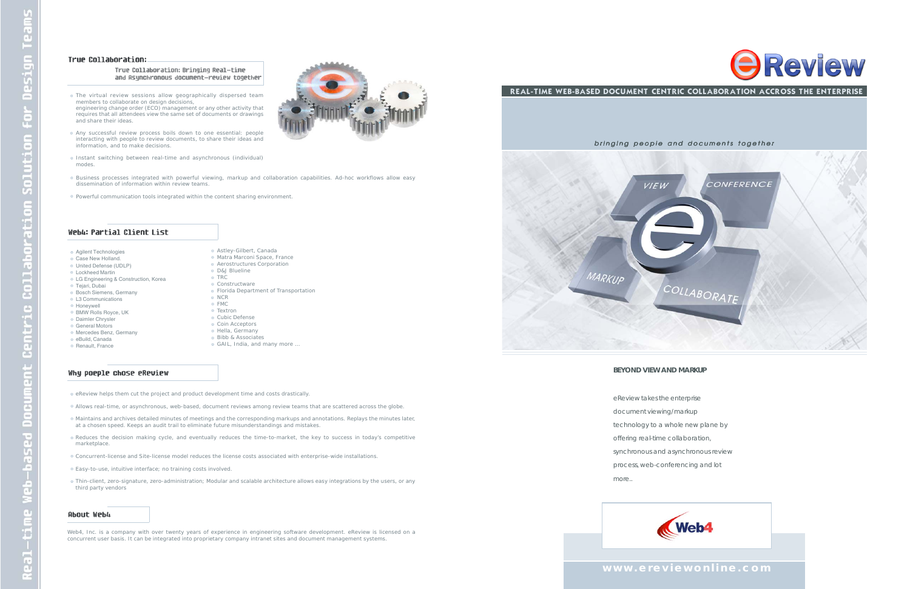# Real-time Web-based Document Centric Collaboration Solution for Design Teams

## True Collaboration:

### True Collaboration: Bringing Real-time and Asynchronous document-review together

- The virtual review sessions allow geographically dispersed team members to collaborate on design decisions, engineering change order (ECO) management or any other activity that requires that all attendees view the same set of documents or drawings and share their ideas.
- Any successful review process boils down to one essential: people interacting with people to review documents, to share their ideas and information, and to make decisions.
- Instant switching between real-time and asynchronous (individual) modes.
- Business processes integrated with powerful viewing, markup and collaboration capabilities. Ad-hoc workflows allow easy dissemination of information within review teams.
- Powerful communication tools integrated within the content sharing environment.

## Web4: Partial Client List

- Agilent Technologies
- Case New Holland.
- United Defense (UDLP)
- Lockheed Martin
- LG Engineering & Construction, Korea
- Tejari, Dubai
- Bosch Siemens, Germany
- L3 Communications
- Honeywell
- BMW Rolls Royce, UK
- Daimler Chrysler
- General Motors
- Mercedes Benz, Germany
- eBuild, Canada
- Renault, France
- Astley-Gilbert, Canada
- Matra Marconi Space, France
- Aerostructures Corporation
- D&J Blueline
- TRC
- Constructware
- Florida Department of Transportation
- NCR
- FMC
- Textron
- Cubic Defense
- Coin Acceptors
- Hella, Germany
- Bibb & Associates
- GAIL, India, and many more ...

## Why poeple chose eReview

- eReview helps them cut the project and product development time and costs drastically.
- Allows real-time, or asynchronous, web-based, document reviews among review teams that are scattered across the globe.
- Maintains and archives detailed minutes of meetings and the corresponding markups and annotations. Replays the minutes later, at a chosen speed. Keeps an audit trail to eliminate future misunderstandings and mistakes.
- Reduces the decision making cycle, and eventually reduces the time-to-market, the key to success in today's competitive marketplace.
- Concurrent-license and Site-license model reduces the license costs associated with enterprise-wide installations.
- Easy-to-use, intuitive interface; no training costs involved.
- Thin-client, zero-signature, zero-administration; Modular and scalable architecture allows easy integrations by the users, or any third party vendors

## About Web4

Web4, Inc. is a company with over twenty years of experience in engineering software development. eReview is licensed on a concurrent user basis. It can be integrated into proprietary company intranet sites and document management systems.

# eReview

**REAL-TIME WEB-BASED DOCUMENT CENTRIC COLLABORATION ACCROSS THE ENTERPRISE**

*bringing people and documents together*

VIEW · CONFERENCE · MARKUP · COLLABORATE

### BEYOND VIEW AND MARKUP

eReview takes the enterprise document viewing/markup technology to a whole new plane by offering real-time collaboration, synchronous and asynchronous review process, web-conferencing and lot more..

Web4

**www.ereviewonline.com**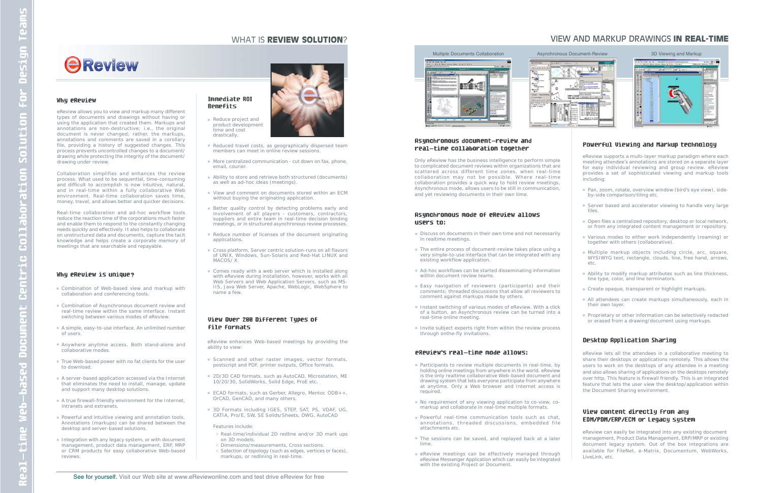# WHAT IS **REVIEW SOLUTION**?

eReview

### Why eReview

eReview allows you to view and markup many different types of documents and drawings without having or using the application that created them. Markups and annotations are non-destructive; i.e., the original document is never changed; rather, the markups, annotations and comments are saved in a corollary file, providing a history of suggested changes. This process prevents uncontrolled changes to a document/drawing while protecting the integrity of the document/drawing under review.

Collaboration simplifies and enhances the review process. What used to be sequential, time-consuming and difficult to accomplish is now intuitive, natural, and in real-time within a fully collaborative Web environment. Real-time collaboration saves time, money, travel, and allows better and quicker decisions.

Real-time collaboration and ad-hoc workflow tools reduce the reaction time of the corporations much faster and enable them to respond to the constantly changing needs quickly and effectively. It also helps to collaborate on unstructured data and documents, capture the tacit knowledge and helps create a corporate memory of meetings that are searchable and repayable.

### Why eReview is unique?

- Combination of Web-based view and markup with collaboration and conferencing tools.
- Combination of Asynchronous document review and real-time review within the same interface. Instant switching between various modes of eReview.
- A simple, easy-to-use interface. An unlimited number of users.
- Anywhere anytime access. Both stand-alone and collaborative modes.
- True Web-based power with no fat clients for the user to download.
- A server-based application accessed via the Internet that eliminates the need to install, manage, update and support many desktop solutions.
- A true firewall-friendly environment for the Internet, intranets and extranets.
- Powerful and intuitive viewing and annotation tools. Annotations (markups) can be shared between the desktop and server-based solutions.
- Integration with any legacy system, or with document management, product data management, ERP, MRP or CRM products for easy collaborative Web-based reviews.

### Immediate ROI Benefits

- Reduce project and product development time and cost drastically.
- Reduced travel costs, as geographically dispersed team members can meet in online review sessions.
- More centralized communication - cut down on fax, phone, email, courier.
- Ability to store and retrieve both structured (documents) as well as ad-hoc ideas (meetings).
- View and comment on documents stored within an ECM without buying the originating application.
- Better quality control by detecting problems early and involvement of all players - customers, contractors, suppliers and entire team in real-time decision binding meetings, or in structured asynchronous review processes.
- Reduce number of licenses of the document originating applications.
- Cross platform, Server centric solution-runs on all flavors of UNIX, Windows, Sun-Solaris and Red-Hat LINUX and MACOS/ X.
- Comes ready with a web server which is installed along with eReview during installation, however, works with all Web Servers and Web Application Servers, such as MS-IIS, Java Web Server, Apache, WebLogic, WebSphere to name a few.

### View Over 200 Different Types of file formats

eReview enhances Web-based meetings by providing the ability to view:

- Scanned and other raster images, vector formats, postscript and PDF, printer outputs, Office formats.
- 2D/3D CAD formats, such as AutoCAD, Microstation, ME 10/20/30, SolidWorks, Solid Edge, ProE etc.
- ECAD formats, such as Gerber, Allegro, Mentor, ODB++, OrCAD, GenCAD, and many others.
- 3D Formats including IGES, STEP, SAT, PS, VDAF, UG, CATIA, Pro/E, SW, SE Solids/Sheets, DWG, AutoCAD

Features include:

- Real-time/individual 2D redline and/or 3D mark ups on 3D models.
- Dimensions/measurements, Cross sections.
- Selection of topology (such as edges, vertices or faces), markups, or redlining in real-time.

See for yourself. Visit our Web site at www.eReviewonline.com and test drive eReview for free

# VIEW AND MARKUP DRAWINGS **IN REAL-TIME**

Multiple Documents Collaboration

Asynchronous Document-Review

3D Viewing and Markup

### Asynchronous document-review and real-time collaboration together

Only eReview has the business intelligence to perform simple to complicated document reviews within organizations that are scattered across different time zones, when real-time collaboration may not be possible. Where real-time collaboration provides a quick way to hold review meetings, Asynchronous mode, allows users to be still in communication, and yet reviewing documents in their own time.

### Asynchronous mode of eReview allows users to:

- Discuss on documents in their own time and not necessarily in realtime meetings.
- The entire process of document-review takes place using a very simple-to-use interface that can be integrated with any existing workflow application.
- Ad-hoc workflows can be started disseminating information within document review teams.
- Easy navigation of reviewers (participants) and their comments; threaded discussions that allow all reviewers to comment against markups made by others.
- Instant switching of various modes of eReview. With a click of a button, an Asynchronous review can be turned into a real-time online meeting.
- Invite subject experts right from within the review process through onthe-fly invitations.

### eReview's real-time mode allows:

- Participants to review multiple documents in real-time, by holding online meetings from anywhere in the world. eReview is the only realtime collaborative Web-based document and drawing system that lets everyone participate from anywhere at anytime. Only a Web browser and Internet access is required.
- No requirement of any viewing application to co-view, co-markup and collaborate in real-time multiple formats.
- Powerful real-time communication tools such as chat, annotations, threaded discussions, embedded file attachments etc.
- The sessions can be saved, and replayed back at a later time.
- eReview meetings can be effectively managed through eReview Messenger Application which can easily be integrated with the existing Project or Document.

### Powerful Viewing and Markup technology

eReview supports a multi-layer markup paradigm where each meeting attendee's annotations are stored on a separate layer for easy individual reviewing and group review. eReview provides a set of sophisticated viewing and markup tools including:

- Pan, zoom, rotate, overview window (bird's eye view), side-by-side comparison/tiling etc.
- Server based and accelerator viewing to handle very large files.
- Open files a centralized repository, desktop or local network, or from any integrated content management or repository.
- Various modes to either work independently (roaming) or together with others (collaborative).
- Multiple markup objects including circle, arc, square, WYSIWYG text, rectangle, clouds, line, free hand, arrows, etc.
- Ability to modify markup attributes such as line thickness, line type, color, and line terminators.
- Create opaque, transparent or highlight markups.
- All attendees can create markups simultaneously, each in their own layer.
- Proprietary or other information can be selectively redacted or erased from a drawing/document using markups.

### Desktop Application Sharing

eReview lets all the attendees in a collaborative meeting to share their desktops or applications remotely. This allows the users to work on the desktops of any attendee in a meeting and also allows sharing of applications on the desktops remotely over http. This feature is firewall friendly. This is an integrated feature that lets the user view the desktop/application within the Document Sharing environment.

### View content directly from any EDM/PDM/ERP/ECM or Legacy system

eReview can easily be integrated into any existing document management, Product Data Management, ERP/MRP or existing document legacy system. Out of the box integrations are available for FileNet, e-Matrix, Documentum, WebWorks, LiveLink, etc.